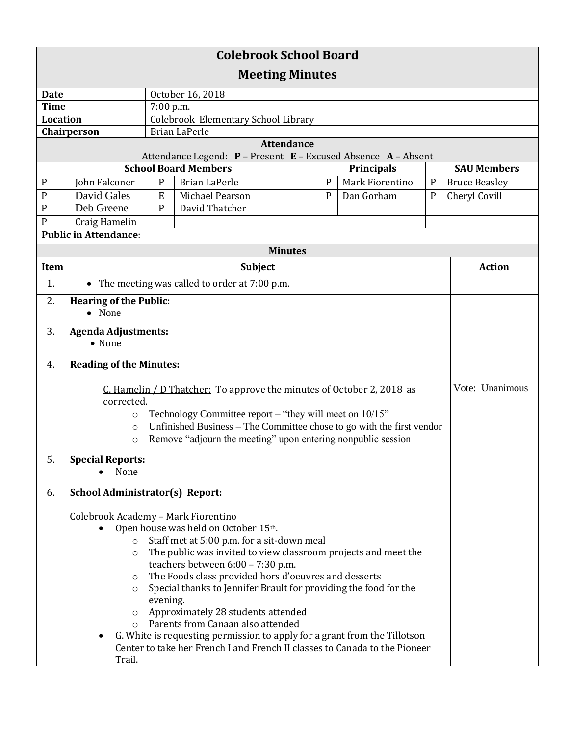# Colebrook School Board
## Meeting Minutes

| | |
|---|---|
| **Date** | October 16, 2018 |
| **Time** | 7:00 p.m. |
| **Location** | Colebrook Elementary School Library |
| **Chairperson** | Brian LaPerle |

**Attendance**

Attendance Legend: **P** – Present **E** – Excused Absence **A** – Absent

| **School Board Members** | | | | **Principals** | | **SAU Members** | |
|---|---|---|---|---|---|---|---|
| P | John Falconer | P | Brian LaPerle | P | Mark Fiorentino | P | Bruce Beasley |
| P | David Gales | E | Michael Pearson | P | Dan Gorham | P | Cheryl Covill |
| P | Deb Greene | P | David Thatcher | | | | |
| P | Craig Hamelin | | | | | | |

**Public in Attendance**:

**Minutes**

| Item | Subject | Action |
|---|---|---|
| 1. | • The meeting was called to order at 7:00 p.m. | |
| 2. | **Hearing of the Public:**<br>• None | |
| 3. | **Agenda Adjustments:**<br>• None | |
| 4. | **Reading of the Minutes:**<br><br>C. Hamelin / D Thatcher: To approve the minutes of October 2, 2018 as corrected.<br>○ Technology Committee report – "they will meet on 10/15"<br>○ Unfinished Business – The Committee chose to go with the first vendor<br>○ Remove "adjourn the meeting" upon entering nonpublic session | Vote: Unanimous |
| 5. | **Special Reports:**<br>• None | |
| 6. | **School Administrator(s) Report:**<br><br>Colebrook Academy – Mark Fiorentino<br>• Open house was held on October 15th.<br>○ Staff met at 5:00 p.m. for a sit-down meal<br>○ The public was invited to view classroom projects and meet the teachers between 6:00 – 7:30 p.m.<br>○ The Foods class provided hors d'oeuvres and desserts<br>○ Special thanks to Jennifer Brault for providing the food for the evening.<br>○ Approximately 28 students attended<br>○ Parents from Canaan also attended<br>• G. White is requesting permission to apply for a grant from the Tillotson Center to take her French I and French II classes to Canada to the Pioneer Trail. | |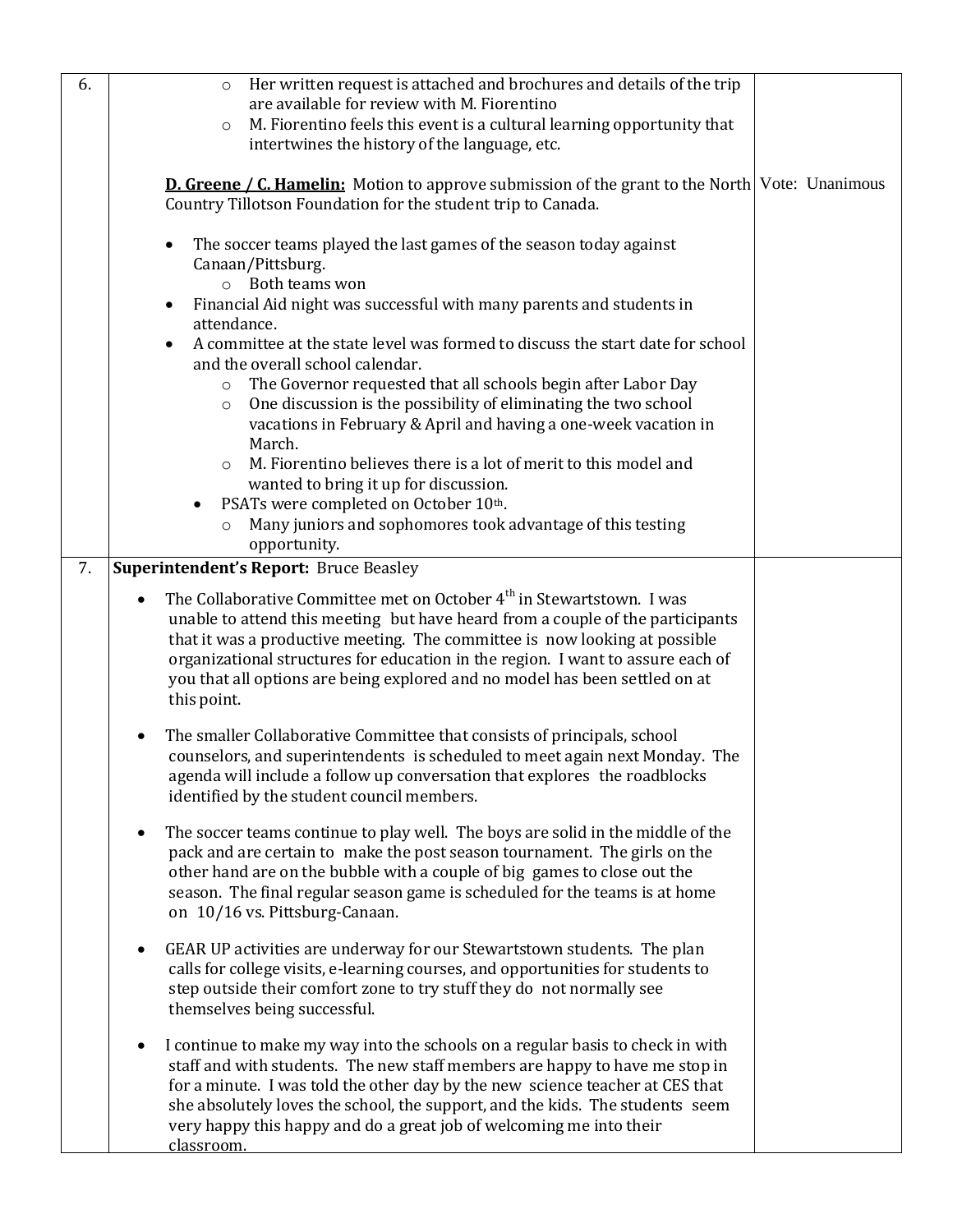| | | |
|---|---|---|
| 6. | ◦ Her written request is attached and brochures and details of the trip are available for review with M. Fiorentino<br>◦ M. Fiorentino feels this event is a cultural learning opportunity that intertwines the history of the language, etc.<br><br>**D. Greene / C. Hamelin:** Motion to approve submission of the grant to the North Country Tillotson Foundation for the student trip to Canada.<br><br>• The soccer teams played the last games of the season today against Canaan/Pittsburg.<br>◦ Both teams won<br>• Financial Aid night was successful with many parents and students in attendance.<br>• A committee at the state level was formed to discuss the start date for school and the overall school calendar.<br>◦ The Governor requested that all schools begin after Labor Day<br>◦ One discussion is the possibility of eliminating the two school vacations in February & April and having a one-week vacation in March.<br>◦ M. Fiorentino believes there is a lot of merit to this model and wanted to bring it up for discussion.<br>• PSATs were completed on October 10th.<br>◦ Many juniors and sophomores took advantage of this testing opportunity. | Vote: Unanimous |
| 7. | **Superintendent's Report:** Bruce Beasley<br><br>• The Collaborative Committee met on October 4th in Stewartstown. I was unable to attend this meeting but have heard from a couple of the participants that it was a productive meeting. The committee is now looking at possible organizational structures for education in the region. I want to assure each of you that all options are being explored and no model has been settled on at this point.<br><br>• The smaller Collaborative Committee that consists of principals, school counselors, and superintendents is scheduled to meet again next Monday. The agenda will include a follow up conversation that explores the roadblocks identified by the student council members.<br><br>• The soccer teams continue to play well. The boys are solid in the middle of the pack and are certain to make the post season tournament. The girls on the other hand are on the bubble with a couple of big games to close out the season. The final regular season game is scheduled for the teams is at home on 10/16 vs. Pittsburg-Canaan.<br><br>• GEAR UP activities are underway for our Stewartstown students. The plan calls for college visits, e-learning courses, and opportunities for students to step outside their comfort zone to try stuff they do not normally see themselves being successful.<br><br>• I continue to make my way into the schools on a regular basis to check in with staff and with students. The new staff members are happy to have me stop in for a minute. I was told the other day by the new science teacher at CES that she absolutely loves the school, the support, and the kids. The students seem very happy this happy and do a great job of welcoming me into their classroom. | |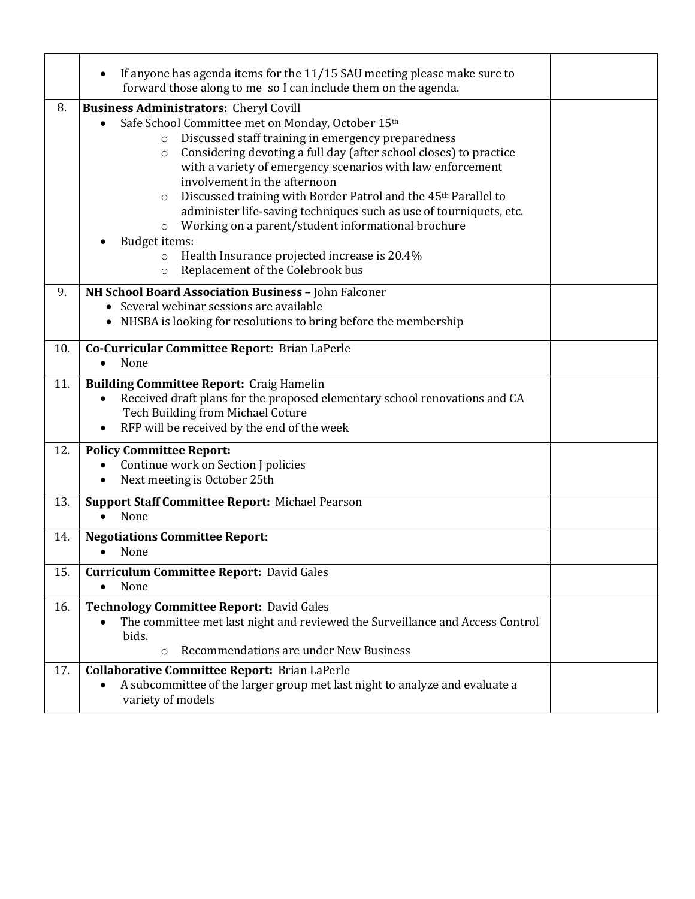| | | |
|---|---|---|
| | • If anyone has agenda items for the 11/15 SAU meeting please make sure to forward those along to me so I can include them on the agenda. | |
| 8. | **Business Administrators:** Cheryl Covill<br>• Safe School Committee met on Monday, October 15th<br>  ○ Discussed staff training in emergency preparedness<br>  ○ Considering devoting a full day (after school closes) to practice with a variety of emergency scenarios with law enforcement involvement in the afternoon<br>  ○ Discussed training with Border Patrol and the 45th Parallel to administer life-saving techniques such as use of tourniquets, etc.<br>  ○ Working on a parent/student informational brochure<br>• Budget items:<br>  ○ Health Insurance projected increase is 20.4%<br>  ○ Replacement of the Colebrook bus | |
| 9. | **NH School Board Association Business –** John Falconer<br>• Several webinar sessions are available<br>• NHSBA is looking for resolutions to bring before the membership | |
| 10. | **Co-Curricular Committee Report:** Brian LaPerle<br>• None | |
| 11. | **Building Committee Report:** Craig Hamelin<br>• Received draft plans for the proposed elementary school renovations and CA Tech Building from Michael Coture<br>• RFP will be received by the end of the week | |
| 12. | **Policy Committee Report:**<br>• Continue work on Section J policies<br>• Next meeting is October 25th | |
| 13. | **Support Staff Committee Report:** Michael Pearson<br>• None | |
| 14. | **Negotiations Committee Report:**<br>• None | |
| 15. | **Curriculum Committee Report:** David Gales<br>• None | |
| 16. | **Technology Committee Report:** David Gales<br>• The committee met last night and reviewed the Surveillance and Access Control bids.<br>  ○ Recommendations are under New Business | |
| 17. | **Collaborative Committee Report:** Brian LaPerle<br>• A subcommittee of the larger group met last night to analyze and evaluate a variety of models | |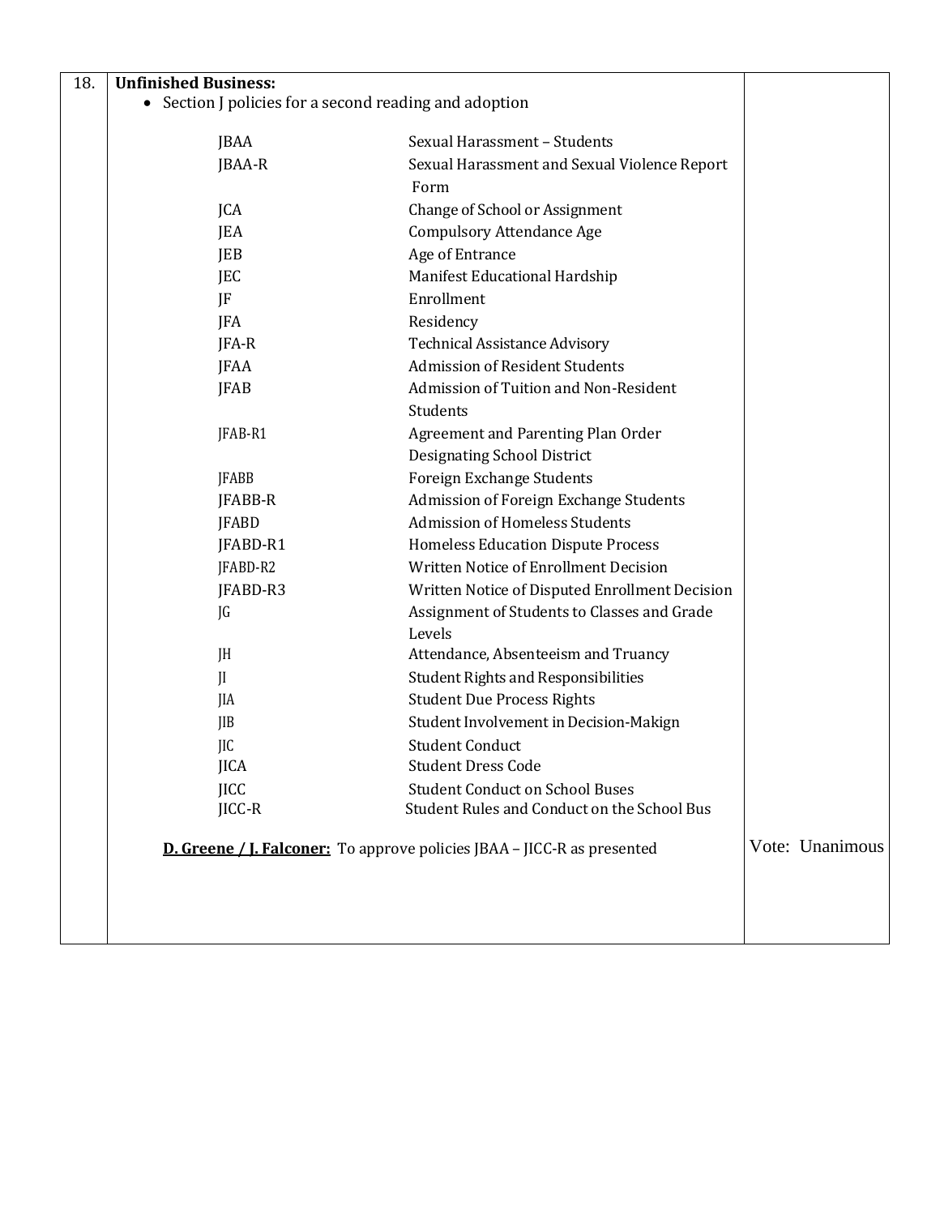| 18. | **Unfinished Business:** | |
|---|---|---|
| | • Section J policies for a second reading and adoption<br><br>JBAA — Sexual Harassment – Students<br>JBAA-R — Sexual Harassment and Sexual Violence Report Form<br>JCA — Change of School or Assignment<br>JEA — Compulsory Attendance Age<br>JEB — Age of Entrance<br>JEC — Manifest Educational Hardship<br>JF — Enrollment<br>JFA — Residency<br>JFA-R — Technical Assistance Advisory<br>JFAA — Admission of Resident Students<br>JFAB — Admission of Tuition and Non-Resident Students<br>JFAB-R1 — Agreement and Parenting Plan Order Designating School District<br>JFABB — Foreign Exchange Students<br>JFABB-R — Admission of Foreign Exchange Students<br>JFABD — Admission of Homeless Students<br>JFABD-R1 — Homeless Education Dispute Process<br>JFABD-R2 — Written Notice of Enrollment Decision<br>JFABD-R3 — Written Notice of Disputed Enrollment Decision<br>JG — Assignment of Students to Classes and Grade Levels<br>JH — Attendance, Absenteeism and Truancy<br>JI — Student Rights and Responsibilities<br>JIA — Student Due Process Rights<br>JIB — Student Involvement in Decision-Makign<br>JIC — Student Conduct<br>JICA — Student Dress Code<br>JICC — Student Conduct on School Buses<br>JICC-R — Student Rules and Conduct on the School Bus<br><br>**D. Greene / J. Falconer:** To approve policies JBAA – JICC-R as presented | Vote: Unanimous |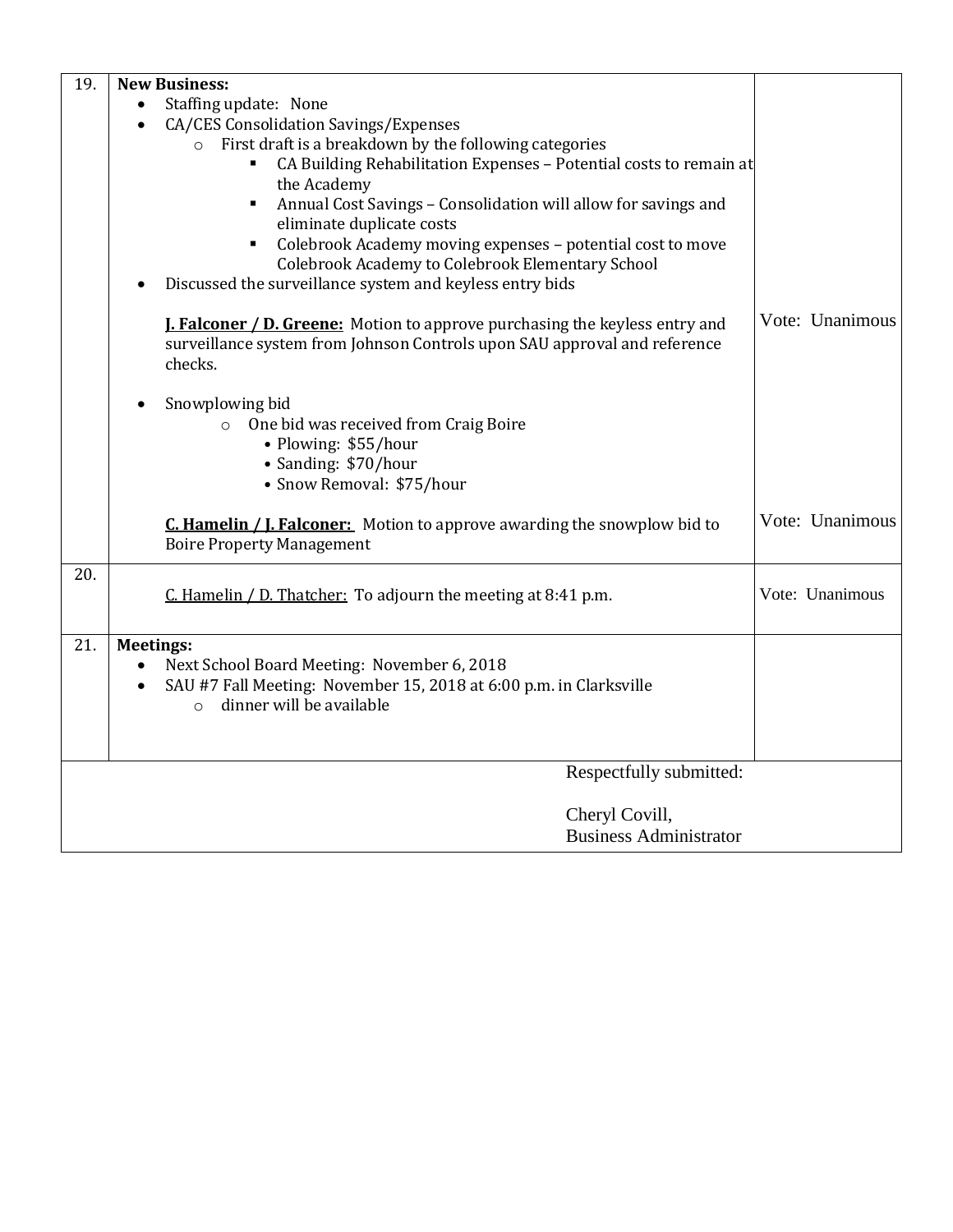| | | |
|---|---|---|
| 19. | **New Business:**<br>• Staffing update: None<br>• CA/CES Consolidation Savings/Expenses<br>&nbsp;&nbsp;&nbsp;&nbsp;○ First draft is a breakdown by the following categories<br>&nbsp;&nbsp;&nbsp;&nbsp;&nbsp;&nbsp;&nbsp;&nbsp;▪ CA Building Rehabilitation Expenses – Potential costs to remain at the Academy<br>&nbsp;&nbsp;&nbsp;&nbsp;&nbsp;&nbsp;&nbsp;&nbsp;▪ Annual Cost Savings – Consolidation will allow for savings and eliminate duplicate costs<br>&nbsp;&nbsp;&nbsp;&nbsp;&nbsp;&nbsp;&nbsp;&nbsp;▪ Colebrook Academy moving expenses – potential cost to move Colebrook Academy to Colebrook Elementary School<br>• Discussed the surveillance system and keyless entry bids<br><br>**J. Falconer / D. Greene:** Motion to approve purchasing the keyless entry and surveillance system from Johnson Controls upon SAU approval and reference checks.<br><br>• Snowplowing bid<br>&nbsp;&nbsp;&nbsp;&nbsp;○ One bid was received from Craig Boire<br>&nbsp;&nbsp;&nbsp;&nbsp;&nbsp;&nbsp;&nbsp;&nbsp;• Plowing: $55/hour<br>&nbsp;&nbsp;&nbsp;&nbsp;&nbsp;&nbsp;&nbsp;&nbsp;• Sanding: $70/hour<br>&nbsp;&nbsp;&nbsp;&nbsp;&nbsp;&nbsp;&nbsp;&nbsp;• Snow Removal: $75/hour<br><br>**C. Hamelin / J. Falconer:** Motion to approve awarding the snowplow bid to Boire Property Management | Vote: Unanimous<br><br>Vote: Unanimous |
| 20. | C. Hamelin / D. Thatcher: To adjourn the meeting at 8:41 p.m. | Vote: Unanimous |
| 21. | **Meetings:**<br>• Next School Board Meeting: November 6, 2018<br>• SAU #7 Fall Meeting: November 15, 2018 at 6:00 p.m. in Clarksville<br>&nbsp;&nbsp;&nbsp;&nbsp;○ dinner will be available | |

Respectfully submitted:

Cheryl Covill,
Business Administrator